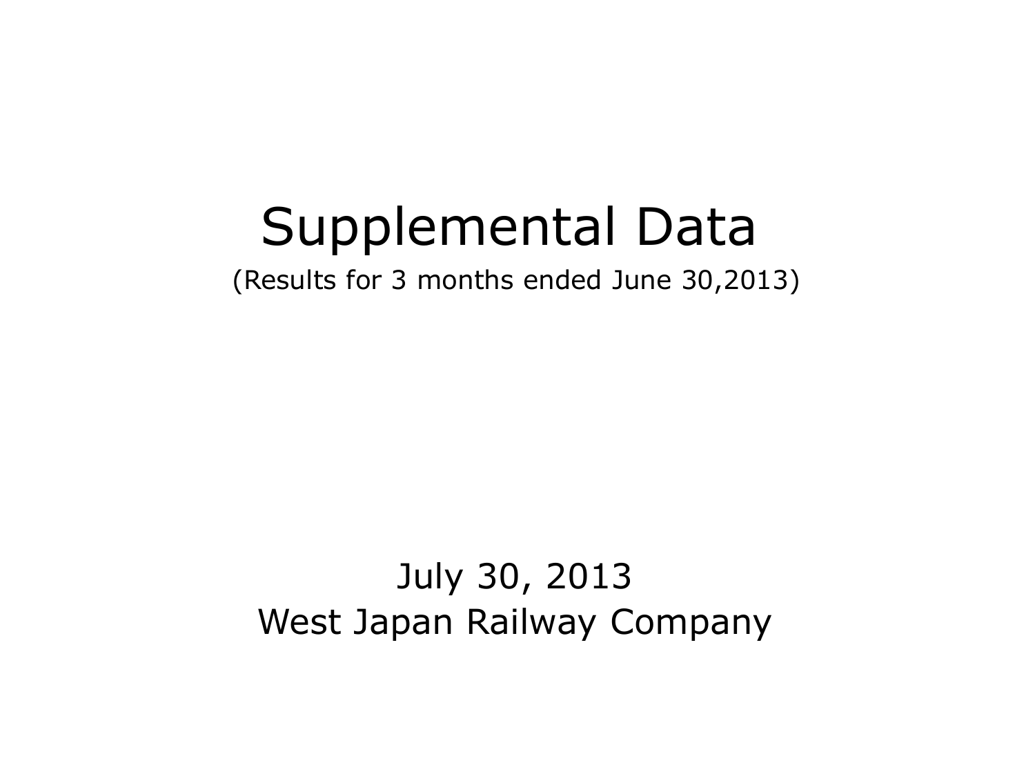# Supplemental Data

(Results for 3 months ended June 30,2013)

July 30, 2013

West Japan Railway Company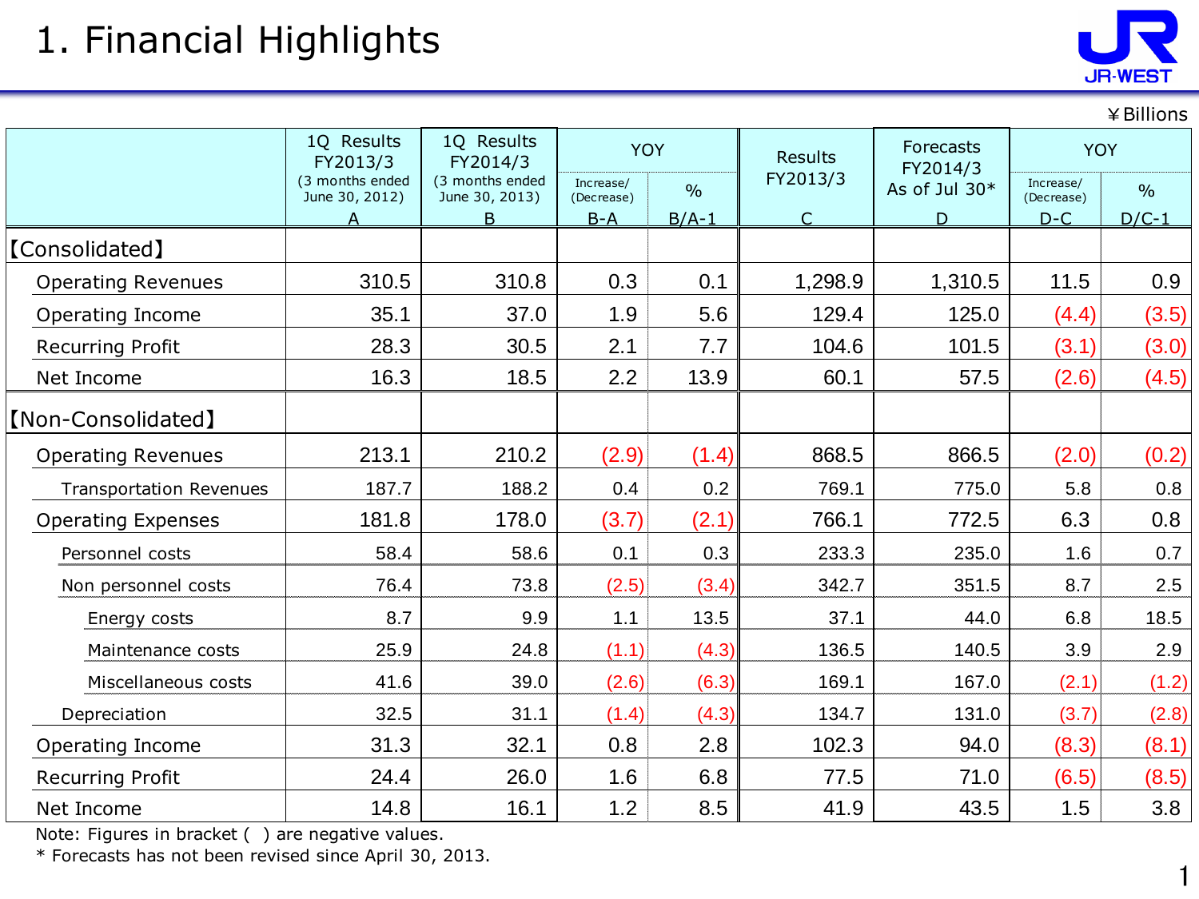# 1. Financial Highlights

¥Billions

| | 1Q Results FY2013/3 (3 months ended June 30, 2012) A | 1Q Results FY2014/3 (3 months ended June 30, 2013) B | YOY | | Results FY2013/3 C | Forecasts FY2014/3 As of Jul 30* D | YOY | |
|---|---|---|---|---|---|---|---|---|
| | | | Increase/ (Decrease) B-A | % B/A-1 | | | Increase/ (Decrease) D-C | % D/C-1 |
| 【Consolidated】 | | | | | | | | |
| Operating Revenues | 310.5 | 310.8 | 0.3 | 0.1 | 1,298.9 | 1,310.5 | 11.5 | 0.9 |
| Operating Income | 35.1 | 37.0 | 1.9 | 5.6 | 129.4 | 125.0 | (4.4) | (3.5) |
| Recurring Profit | 28.3 | 30.5 | 2.1 | 7.7 | 104.6 | 101.5 | (3.1) | (3.0) |
| Net Income | 16.3 | 18.5 | 2.2 | 13.9 | 60.1 | 57.5 | (2.6) | (4.5) |
| 【Non-Consolidated】 | | | | | | | | |
| Operating Revenues | 213.1 | 210.2 | (2.9) | (1.4) | 868.5 | 866.5 | (2.0) | (0.2) |
| Transportation Revenues | 187.7 | 188.2 | 0.4 | 0.2 | 769.1 | 775.0 | 5.8 | 0.8 |
| Operating Expenses | 181.8 | 178.0 | (3.7) | (2.1) | 766.1 | 772.5 | 6.3 | 0.8 |
| Personnel costs | 58.4 | 58.6 | 0.1 | 0.3 | 233.3 | 235.0 | 1.6 | 0.7 |
| Non personnel costs | 76.4 | 73.8 | (2.5) | (3.4) | 342.7 | 351.5 | 8.7 | 2.5 |
| Energy costs | 8.7 | 9.9 | 1.1 | 13.5 | 37.1 | 44.0 | 6.8 | 18.5 |
| Maintenance costs | 25.9 | 24.8 | (1.1) | (4.3) | 136.5 | 140.5 | 3.9 | 2.9 |
| Miscellaneous costs | 41.6 | 39.0 | (2.6) | (6.3) | 169.1 | 167.0 | (2.1) | (1.2) |
| Depreciation | 32.5 | 31.1 | (1.4) | (4.3) | 134.7 | 131.0 | (3.7) | (2.8) |
| Operating Income | 31.3 | 32.1 | 0.8 | 2.8 | 102.3 | 94.0 | (8.3) | (8.1) |
| Recurring Profit | 24.4 | 26.0 | 1.6 | 6.8 | 77.5 | 71.0 | (6.5) | (8.5) |
| Net Income | 14.8 | 16.1 | 1.2 | 8.5 | 41.9 | 43.5 | 1.5 | 3.8 |

Note: Figures in bracket ( ) are negative values.
* Forecasts has not been revised since April 30, 2013.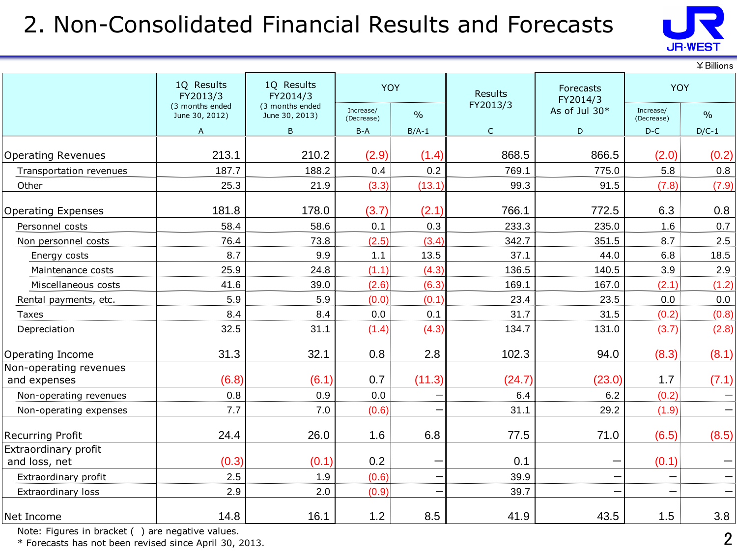# 2. Non-Consolidated Financial Results and Forecasts

¥Billions

| | 1Q Results FY2013/3 (3 months ended June 30, 2012) A | 1Q Results FY2014/3 (3 months ended June 30, 2013) B | YOY Increase/ (Decrease) B-A | YOY % B/A-1 | Results FY2013/3 C | Forecasts FY2014/3 As of Jul 30* D | YOY Increase/ (Decrease) D-C | YOY % D/C-1 |
|---|---|---|---|---|---|---|---|---|
| Operating Revenues | 213.1 | 210.2 | (2.9) | (1.4) | 868.5 | 866.5 | (2.0) | (0.2) |
| Transportation revenues | 187.7 | 188.2 | 0.4 | 0.2 | 769.1 | 775.0 | 5.8 | 0.8 |
| Other | 25.3 | 21.9 | (3.3) | (13.1) | 99.3 | 91.5 | (7.8) | (7.9) |
| Operating Expenses | 181.8 | 178.0 | (3.7) | (2.1) | 766.1 | 772.5 | 6.3 | 0.8 |
| Personnel costs | 58.4 | 58.6 | 0.1 | 0.3 | 233.3 | 235.0 | 1.6 | 0.7 |
| Non personnel costs | 76.4 | 73.8 | (2.5) | (3.4) | 342.7 | 351.5 | 8.7 | 2.5 |
| Energy costs | 8.7 | 9.9 | 1.1 | 13.5 | 37.1 | 44.0 | 6.8 | 18.5 |
| Maintenance costs | 25.9 | 24.8 | (1.1) | (4.3) | 136.5 | 140.5 | 3.9 | 2.9 |
| Miscellaneous costs | 41.6 | 39.0 | (2.6) | (6.3) | 169.1 | 167.0 | (2.1) | (1.2) |
| Rental payments, etc. | 5.9 | 5.9 | (0.0) | (0.1) | 23.4 | 23.5 | 0.0 | 0.0 |
| Taxes | 8.4 | 8.4 | 0.0 | 0.1 | 31.7 | 31.5 | (0.2) | (0.8) |
| Depreciation | 32.5 | 31.1 | (1.4) | (4.3) | 134.7 | 131.0 | (3.7) | (2.8) |
| Operating Income | 31.3 | 32.1 | 0.8 | 2.8 | 102.3 | 94.0 | (8.3) | (8.1) |
| Non-operating revenues and expenses | (6.8) | (6.1) | 0.7 | (11.3) | (24.7) | (23.0) | 1.7 | (7.1) |
| Non-operating revenues | 0.8 | 0.9 | 0.0 | – | 6.4 | 6.2 | (0.2) | – |
| Non-operating expenses | 7.7 | 7.0 | (0.6) | – | 31.1 | 29.2 | (1.9) | – |
| Recurring Profit | 24.4 | 26.0 | 1.6 | 6.8 | 77.5 | 71.0 | (6.5) | (8.5) |
| Extraordinary profit and loss, net | (0.3) | (0.1) | 0.2 | – | 0.1 | – | (0.1) | – |
| Extraordinary profit | 2.5 | 1.9 | (0.6) | – | 39.9 | – | – | – |
| Extraordinary loss | 2.9 | 2.0 | (0.9) | – | 39.7 | – | – | – |
| Net Income | 14.8 | 16.1 | 1.2 | 8.5 | 41.9 | 43.5 | 1.5 | 3.8 |

Note: Figures in bracket ( ) are negative values.
* Forecasts has not been revised since April 30, 2013.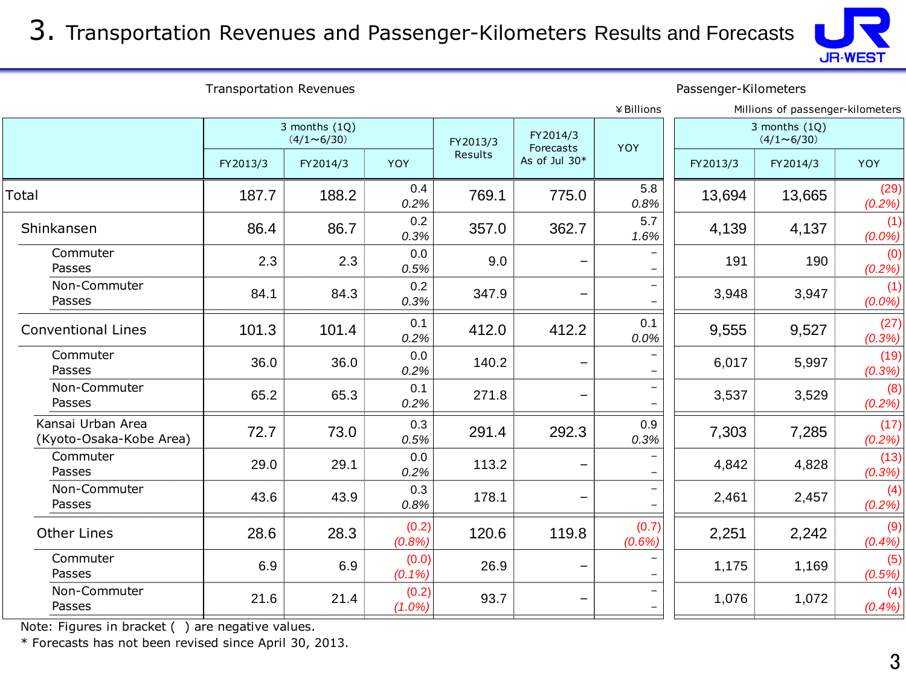# 3. Transportation Revenues and Passenger-Kilometers Results and Forecasts

Transportation Revenues (¥Billions) / Passenger-Kilometers (Millions of passenger-kilometers)

| | Transportation Revenues: 3 months (1Q) (4/1～6/30) | | | FY2013/3 Results | FY2014/3 Forecasts As of Jul 30* | YOY | Passenger-Kilometers: 3 months (1Q) (4/1～6/30) | | |
|---|---|---|---|---|---|---|---|---|---|
| | FY2013/3 | FY2014/3 | YOY | | | | FY2013/3 | FY2014/3 | YOY |
| Total | 187.7 | 188.2 | 0.4 0.2% | 769.1 | 775.0 | 5.8 0.8% | 13,694 | 13,665 | (29) (0.2%) |
| Shinkansen | 86.4 | 86.7 | 0.2 0.3% | 357.0 | 362.7 | 5.7 1.6% | 4,139 | 4,137 | (1) (0.0%) |
| Commuter Passes | 2.3 | 2.3 | 0.0 0.5% | 9.0 | – | – – | 191 | 190 | (0) (0.2%) |
| Non-Commuter Passes | 84.1 | 84.3 | 0.2 0.3% | 347.9 | – | – – | 3,948 | 3,947 | (1) (0.0%) |
| Conventional Lines | 101.3 | 101.4 | 0.1 0.2% | 412.0 | 412.2 | 0.1 0.0% | 9,555 | 9,527 | (27) (0.3%) |
| Commuter Passes | 36.0 | 36.0 | 0.0 0.2% | 140.2 | – | – – | 6,017 | 5,997 | (19) (0.3%) |
| Non-Commuter Passes | 65.2 | 65.3 | 0.1 0.2% | 271.8 | – | – – | 3,537 | 3,529 | (8) (0.2%) |
| Kansai Urban Area (Kyoto-Osaka-Kobe Area) | 72.7 | 73.0 | 0.3 0.5% | 291.4 | 292.3 | 0.9 0.3% | 7,303 | 7,285 | (17) (0.2%) |
| Commuter Passes | 29.0 | 29.1 | 0.0 0.2% | 113.2 | – | – – | 4,842 | 4,828 | (13) (0.3%) |
| Non-Commuter Passes | 43.6 | 43.9 | 0.3 0.8% | 178.1 | – | – – | 2,461 | 2,457 | (4) (0.2%) |
| Other Lines | 28.6 | 28.3 | (0.2) (0.8%) | 120.6 | 119.8 | (0.7) (0.6%) | 2,251 | 2,242 | (9) (0.4%) |
| Commuter Passes | 6.9 | 6.9 | (0.0) (0.1%) | 26.9 | – | – – | 1,175 | 1,169 | (5) (0.5%) |
| Non-Commuter Passes | 21.6 | 21.4 | (0.2) (1.0%) | 93.7 | – | – – | 1,076 | 1,072 | (4) (0.4%) |

Note: Figures in bracket ( ) are negative values.
* Forecasts has not been revised since April 30, 2013.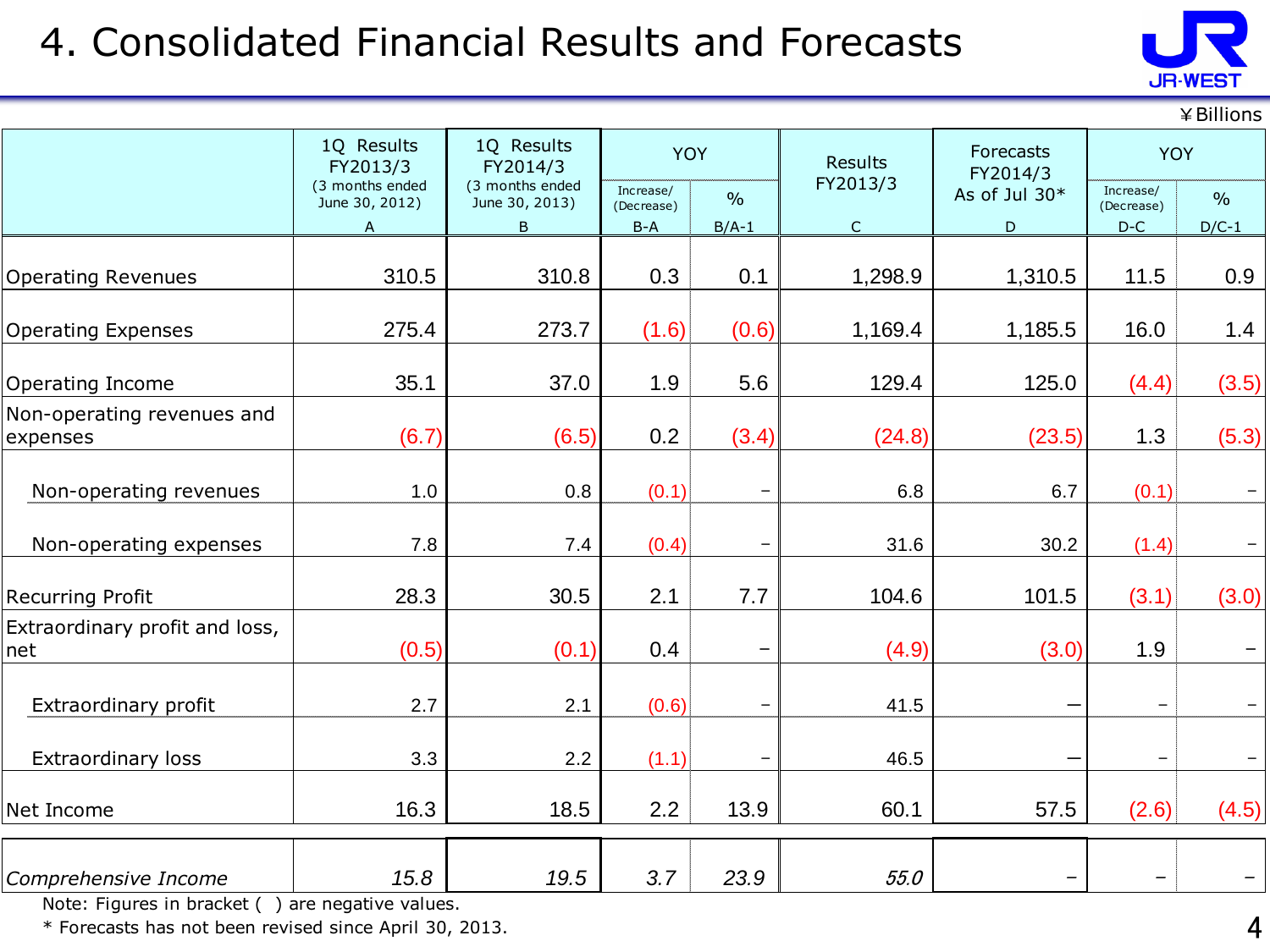# 4. Consolidated Financial Results and Forecasts

¥Billions

| | 1Q Results FY2013/3 (3 months ended June 30, 2012) A | 1Q Results FY2014/3 (3 months ended June 30, 2013) B | YOY Increase/ (Decrease) B-A | YOY % B/A-1 | Results FY2013/3 C | Forecasts FY2014/3 As of Jul 30* D | YOY Increase/ (Decrease) D-C | YOY % D/C-1 |
|---|---|---|---|---|---|---|---|---|
| Operating Revenues | 310.5 | 310.8 | 0.3 | 0.1 | 1,298.9 | 1,310.5 | 11.5 | 0.9 |
| Operating Expenses | 275.4 | 273.7 | (1.6) | (0.6) | 1,169.4 | 1,185.5 | 16.0 | 1.4 |
| Operating Income | 35.1 | 37.0 | 1.9 | 5.6 | 129.4 | 125.0 | (4.4) | (3.5) |
| Non-operating revenues and expenses | (6.7) | (6.5) | 0.2 | (3.4) | (24.8) | (23.5) | 1.3 | (5.3) |
| Non-operating revenues | 1.0 | 0.8 | (0.1) | − | 6.8 | 6.7 | (0.1) | − |
| Non-operating expenses | 7.8 | 7.4 | (0.4) | − | 31.6 | 30.2 | (1.4) | − |
| Recurring Profit | 28.3 | 30.5 | 2.1 | 7.7 | 104.6 | 101.5 | (3.1) | (3.0) |
| Extraordinary profit and loss, net | (0.5) | (0.1) | 0.4 | − | (4.9) | (3.0) | 1.9 | − |
| Extraordinary profit | 2.7 | 2.1 | (0.6) | − | 41.5 | − | − | − |
| Extraordinary loss | 3.3 | 2.2 | (1.1) | − | 46.5 | − | − | − |
| Net Income | 16.3 | 18.5 | 2.2 | 13.9 | 60.1 | 57.5 | (2.6) | (4.5) |
| *Comprehensive Income* | *15.8* | *19.5* | *3.7* | *23.9* | *55.0* | − | − | − |

Note: Figures in bracket ( ) are negative values.

\* Forecasts has not been revised since April 30, 2013.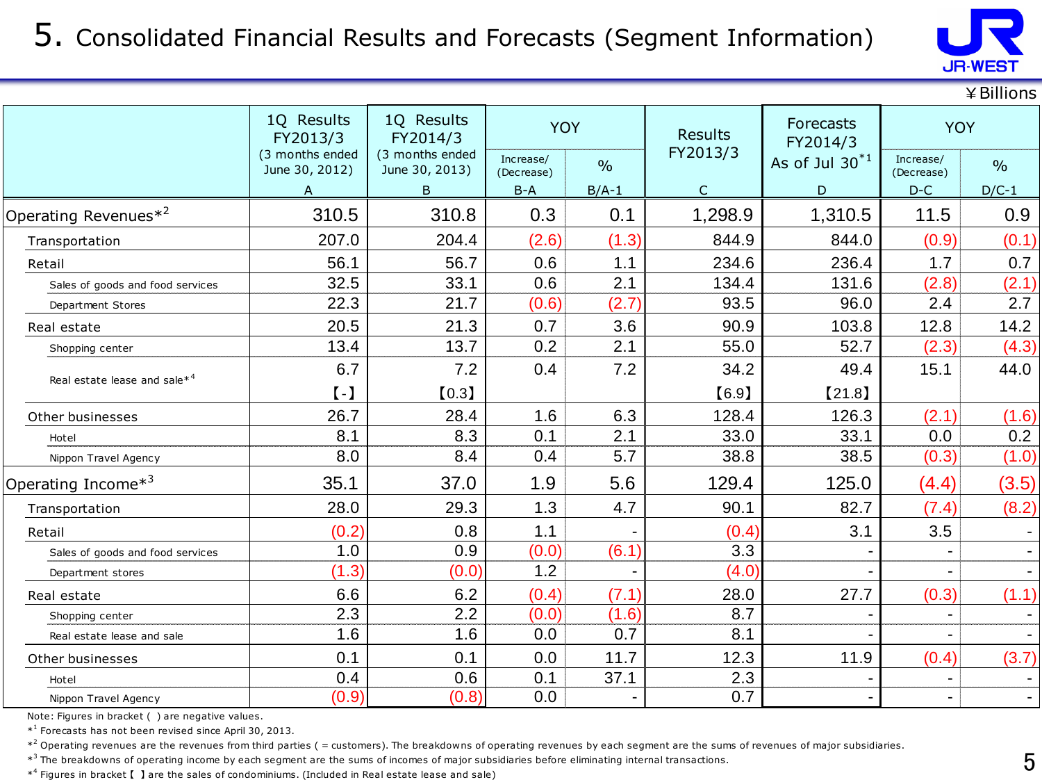# 5. Consolidated Financial Results and Forecasts (Segment Information)

¥Billions

| | 1Q Results FY2013/3 (3 months ended June 30, 2012) A | 1Q Results FY2014/3 (3 months ended June 30, 2013) B | YOY Increase/(Decrease) B-A | YOY % B/A-1 | Results FY2013/3 C | Forecasts FY2014/3 As of Jul 30*1 D | YOY Increase/(Decrease) D-C | YOY % D/C-1 |
|---|---|---|---|---|---|---|---|---|
| Operating Revenues*2 | 310.5 | 310.8 | 0.3 | 0.1 | 1,298.9 | 1,310.5 | 11.5 | 0.9 |
| Transportation | 207.0 | 204.4 | (2.6) | (1.3) | 844.9 | 844.0 | (0.9) | (0.1) |
| Retail | 56.1 | 56.7 | 0.6 | 1.1 | 234.6 | 236.4 | 1.7 | 0.7 |
| Sales of goods and food services | 32.5 | 33.1 | 0.6 | 2.1 | 134.4 | 131.6 | (2.8) | (2.1) |
| Department Stores | 22.3 | 21.7 | (0.6) | (2.7) | 93.5 | 96.0 | 2.4 | 2.7 |
| Real estate | 20.5 | 21.3 | 0.7 | 3.6 | 90.9 | 103.8 | 12.8 | 14.2 |
| Shopping center | 13.4 | 13.7 | 0.2 | 2.1 | 55.0 | 52.7 | (2.3) | (4.3) |
| Real estate lease and sale*4 | 6.7 【-】 | 7.2 【0.3】 | 0.4 | 7.2 | 34.2 【6.9】 | 49.4 【21.8】 | 15.1 | 44.0 |
| Other businesses | 26.7 | 28.4 | 1.6 | 6.3 | 128.4 | 126.3 | (2.1) | (1.6) |
| Hotel | 8.1 | 8.3 | 0.1 | 2.1 | 33.0 | 33.1 | 0.0 | 0.2 |
| Nippon Travel Agency | 8.0 | 8.4 | 0.4 | 5.7 | 38.8 | 38.5 | (0.3) | (1.0) |
| Operating Income*3 | 35.1 | 37.0 | 1.9 | 5.6 | 129.4 | 125.0 | (4.4) | (3.5) |
| Transportation | 28.0 | 29.3 | 1.3 | 4.7 | 90.1 | 82.7 | (7.4) | (8.2) |
| Retail | (0.2) | 0.8 | 1.1 | - | (0.4) | 3.1 | 3.5 | - |
| Sales of goods and food services | 1.0 | 0.9 | (0.0) | (6.1) | 3.3 | - | - | - |
| Department stores | (1.3) | (0.0) | 1.2 | - | (4.0) | - | - | - |
| Real estate | 6.6 | 6.2 | (0.4) | (7.1) | 28.0 | 27.7 | (0.3) | (1.1) |
| Shopping center | 2.3 | 2.2 | (0.0) | (1.6) | 8.7 | - | - | - |
| Real estate lease and sale | 1.6 | 1.6 | 0.0 | 0.7 | 8.1 | - | - | - |
| Other businesses | 0.1 | 0.1 | 0.0 | 11.7 | 12.3 | 11.9 | (0.4) | (3.7) |
| Hotel | 0.4 | 0.6 | 0.1 | 37.1 | 2.3 | - | - | - |
| Nippon Travel Agency | (0.9) | (0.8) | 0.0 | - | 0.7 | - | - | - |

Note: Figures in bracket ( ) are negative values.

*1 Forecasts has not been revised since April 30, 2013.

*2 Operating revenues are the revenues from third parties ( = customers). The breakdowns of operating revenues by each segment are the sums of revenues of major subsidiaries.

*3 The breakdowns of operating income by each segment are the sums of incomes of major subsidiaries before eliminating internal transactions.

*4 Figures in bracket 【 】 are the sales of condominiums. (Included in Real estate lease and sale)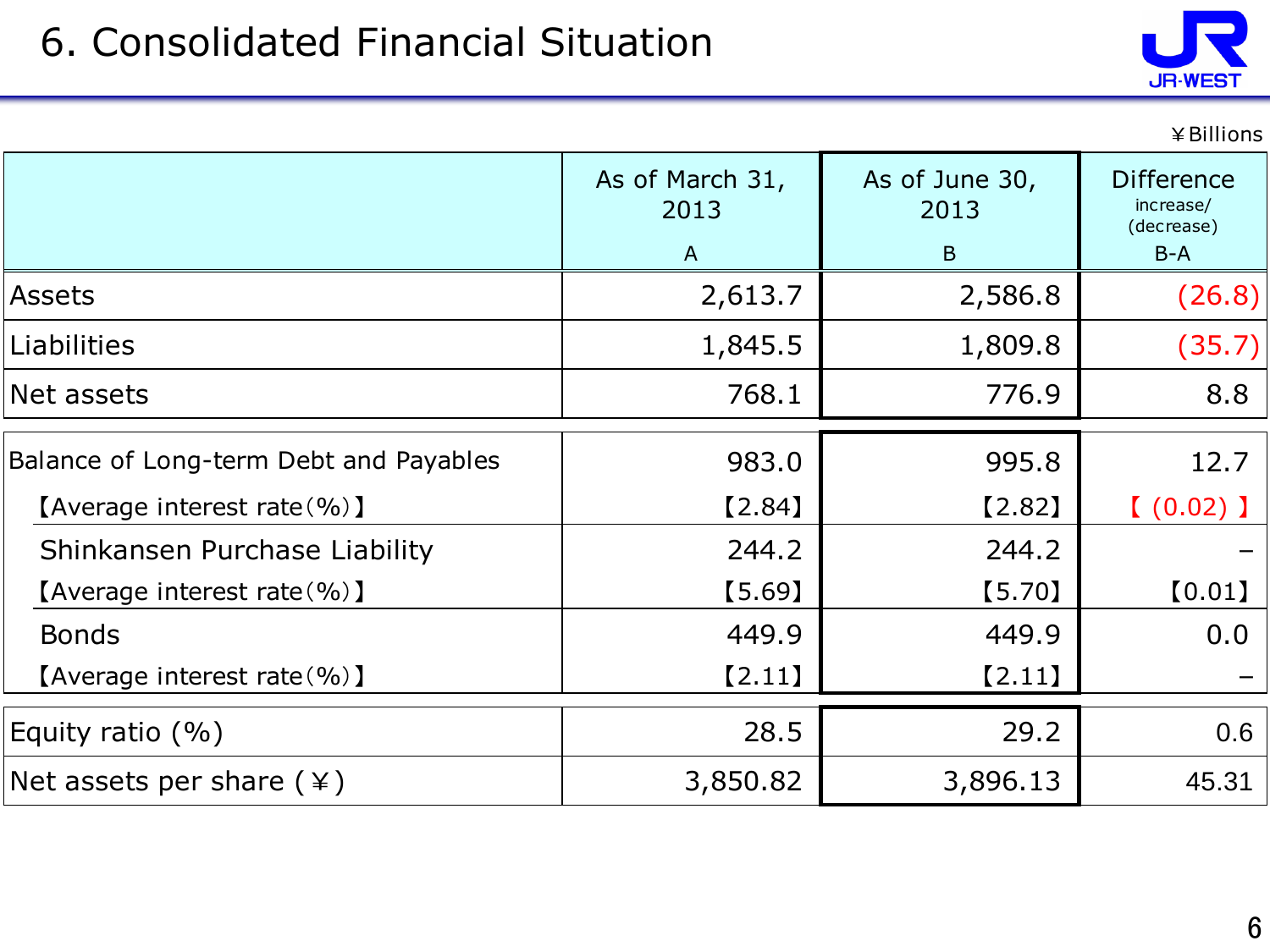# 6. Consolidated Financial Situation

¥Billions

| | As of March 31, 2013<br>A | As of June 30, 2013<br>B | Difference increase/ (decrease)<br>B-A |
|---|---|---|---|
| Assets | 2,613.7 | 2,586.8 | (26.8) |
| Liabilities | 1,845.5 | 1,809.8 | (35.7) |
| Net assets | 768.1 | 776.9 | 8.8 |
| Balance of Long-term Debt and Payables | 983.0 | 995.8 | 12.7 |
| 【Average interest rate(%)】 | 【2.84】 | 【2.82】 | 【 (0.02) 】 |
| Shinkansen Purchase Liability | 244.2 | 244.2 | – |
| 【Average interest rate(%)】 | 【5.69】 | 【5.70】 | 【0.01】 |
| Bonds | 449.9 | 449.9 | 0.0 |
| 【Average interest rate(%)】 | 【2.11】 | 【2.11】 | – |
| Equity ratio (%) | 28.5 | 29.2 | 0.6 |
| Net assets per share (¥) | 3,850.82 | 3,896.13 | 45.31 |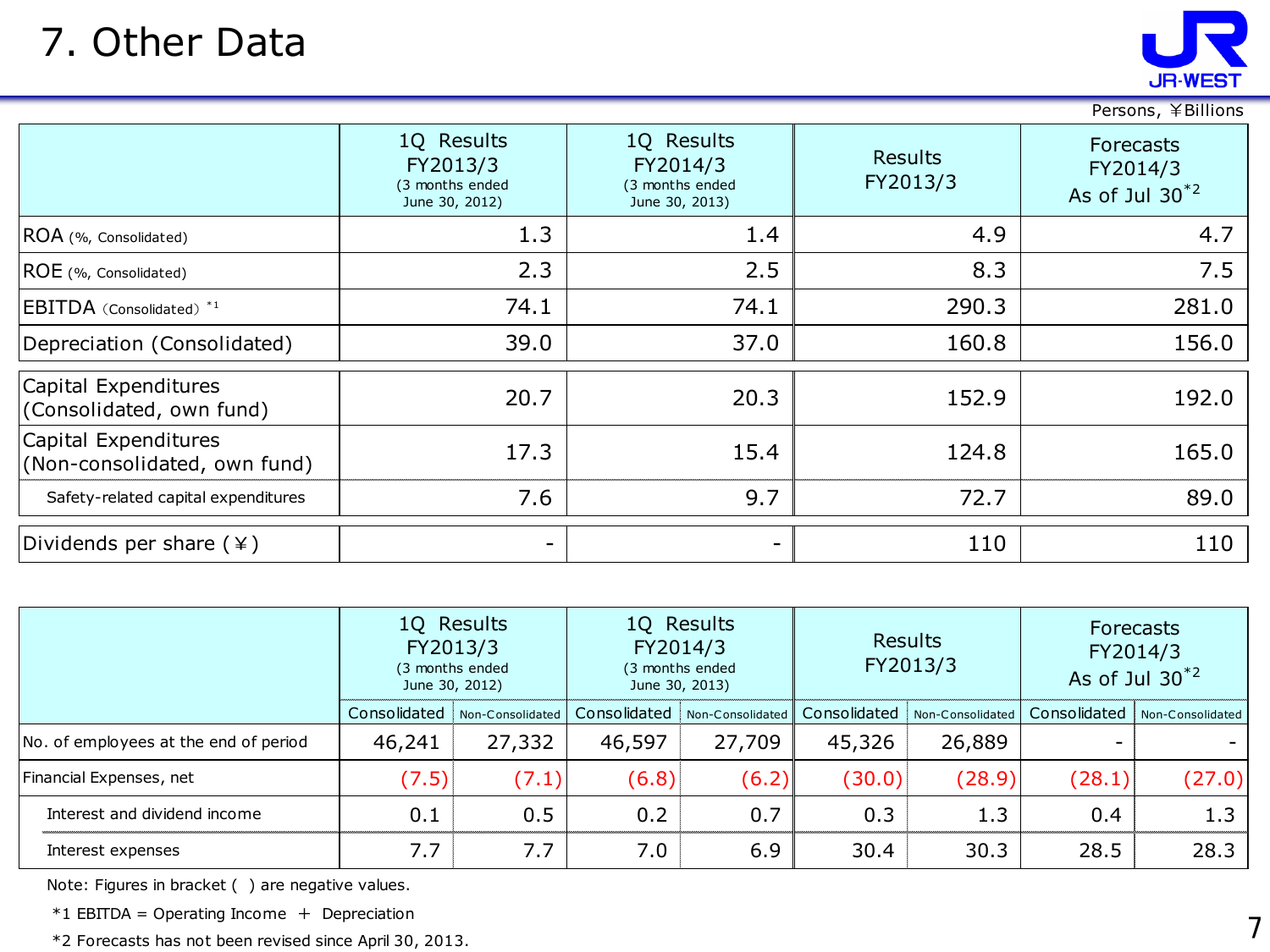# 7. Other Data

Persons, ￥Billions

| | 1Q Results FY2013/3 (3 months ended June 30, 2012) | 1Q Results FY2014/3 (3 months ended June 30, 2013) | Results FY2013/3 | Forecasts FY2014/3 As of Jul 30*2 |
|---|---|---|---|---|
| ROA (%, Consolidated) | 1.3 | 1.4 | 4.9 | 4.7 |
| ROE (%, Consolidated) | 2.3 | 2.5 | 8.3 | 7.5 |
| EBITDA（Consolidated）*1 | 74.1 | 74.1 | 290.3 | 281.0 |
| Depreciation (Consolidated) | 39.0 | 37.0 | 160.8 | 156.0 |
| Capital Expenditures (Consolidated, own fund) | 20.7 | 20.3 | 152.9 | 192.0 |
| Capital Expenditures (Non-consolidated, own fund) | 17.3 | 15.4 | 124.8 | 165.0 |
| Safety-related capital expenditures | 7.6 | 9.7 | 72.7 | 89.0 |
| Dividends per share (￥) | - | - | 110 | 110 |

| | 1Q Results FY2013/3 (3 months ended June 30, 2012) | | 1Q Results FY2014/3 (3 months ended June 30, 2013) | | Results FY2013/3 | | Forecasts FY2014/3 As of Jul 30*2 | |
|---|---|---|---|---|---|---|---|---|
| | Consolidated | Non-Consolidated | Consolidated | Non-Consolidated | Consolidated | Non-Consolidated | Consolidated | Non-Consolidated |
| No. of employees at the end of period | 46,241 | 27,332 | 46,597 | 27,709 | 45,326 | 26,889 | - | - |
| Financial Expenses, net | (7.5) | (7.1) | (6.8) | (6.2) | (30.0) | (28.9) | (28.1) | (27.0) |
| Interest and dividend income | 0.1 | 0.5 | 0.2 | 0.7 | 0.3 | 1.3 | 0.4 | 1.3 |
| Interest expenses | 7.7 | 7.7 | 7.0 | 6.9 | 30.4 | 30.3 | 28.5 | 28.3 |

Note: Figures in bracket ( ) are negative values.

*1 EBITDA = Operating Income ＋ Depreciation

*2 Forecasts has not been revised since April 30, 2013.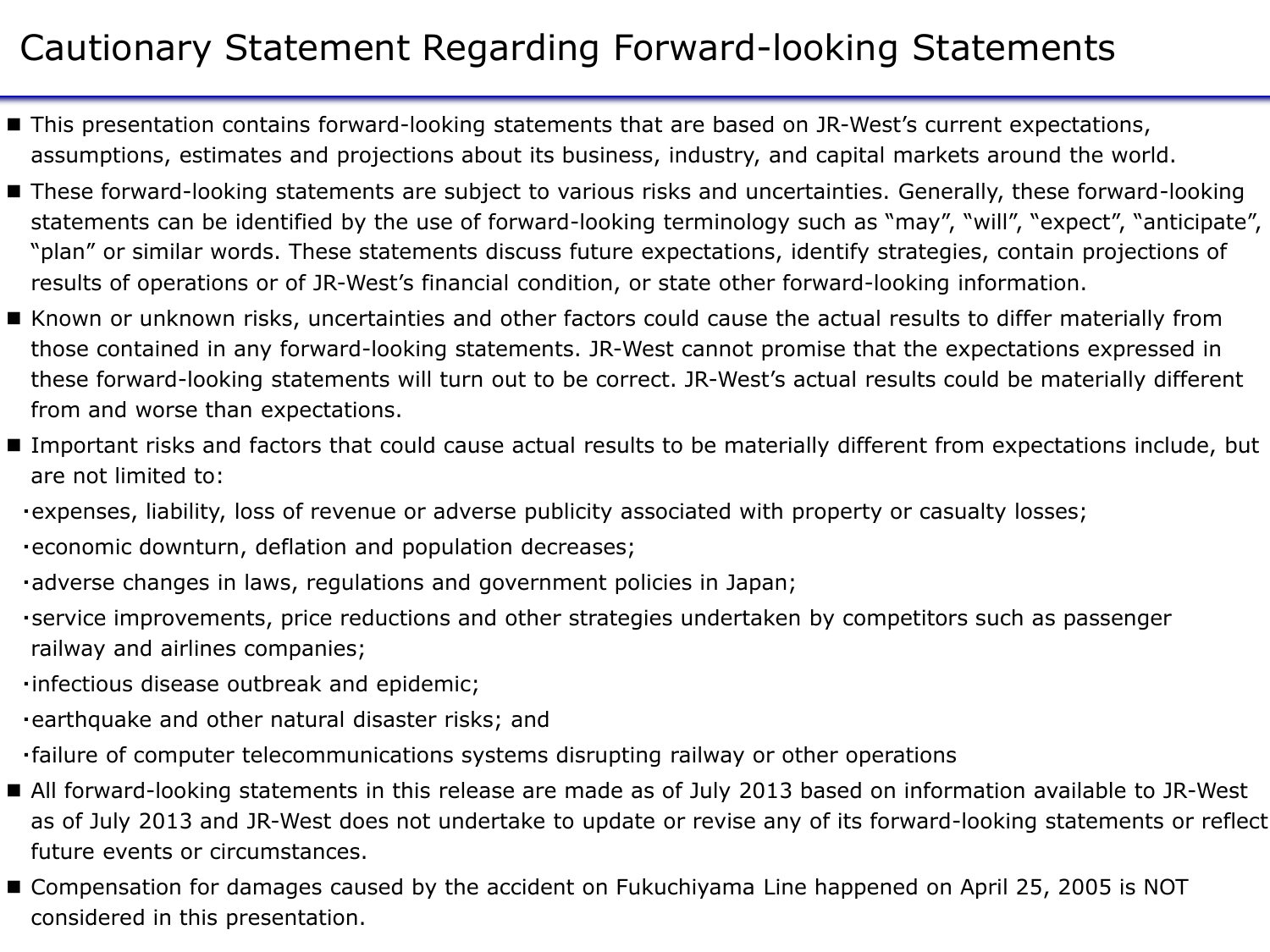# Cautionary Statement Regarding Forward-looking Statements

- This presentation contains forward-looking statements that are based on JR-West's current expectations, assumptions, estimates and projections about its business, industry, and capital markets around the world.
- These forward-looking statements are subject to various risks and uncertainties. Generally, these forward-looking statements can be identified by the use of forward-looking terminology such as "may", "will", "expect", "anticipate", "plan" or similar words. These statements discuss future expectations, identify strategies, contain projections of results of operations or of JR-West's financial condition, or state other forward-looking information.
- Known or unknown risks, uncertainties and other factors could cause the actual results to differ materially from those contained in any forward-looking statements. JR-West cannot promise that the expectations expressed in these forward-looking statements will turn out to be correct. JR-West's actual results could be materially different from and worse than expectations.
- Important risks and factors that could cause actual results to be materially different from expectations include, but are not limited to:
  - expenses, liability, loss of revenue or adverse publicity associated with property or casualty losses;
  - economic downturn, deflation and population decreases;
  - adverse changes in laws, regulations and government policies in Japan;
  - service improvements, price reductions and other strategies undertaken by competitors such as passenger railway and airlines companies;
  - infectious disease outbreak and epidemic;
  - earthquake and other natural disaster risks; and
  - failure of computer telecommunications systems disrupting railway or other operations
- All forward-looking statements in this release are made as of July 2013 based on information available to JR-West as of July 2013 and JR-West does not undertake to update or revise any of its forward-looking statements or reflect future events or circumstances.
- Compensation for damages caused by the accident on Fukuchiyama Line happened on April 25, 2005 is NOT considered in this presentation.